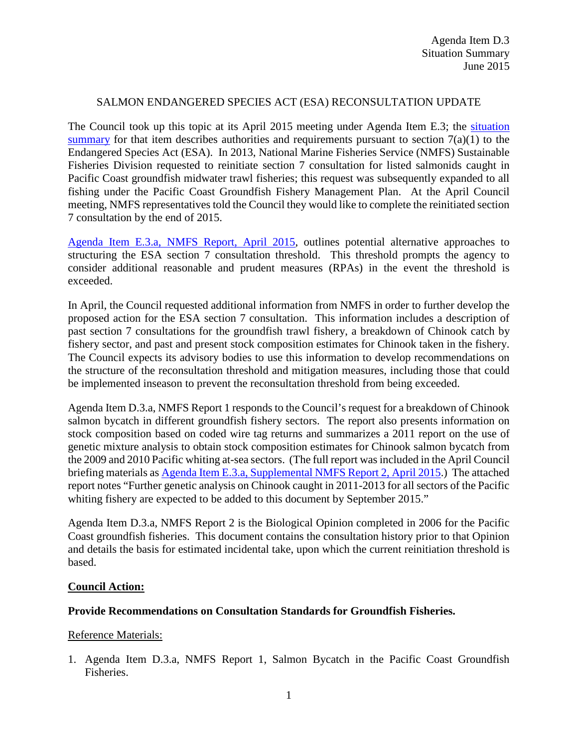Agenda Item D.3
Situation Summary
June 2015

# SALMON ENDANGERED SPECIES ACT (ESA) RECONSULTATION UPDATE

The Council took up this topic at its April 2015 meeting under Agenda Item E.3; the situation summary for that item describes authorities and requirements pursuant to section 7(a)(1) to the Endangered Species Act (ESA). In 2013, National Marine Fisheries Service (NMFS) Sustainable Fisheries Division requested to reinitiate section 7 consultation for listed salmonids caught in Pacific Coast groundfish midwater trawl fisheries; this request was subsequently expanded to all fishing under the Pacific Coast Groundfish Fishery Management Plan. At the April Council meeting, NMFS representatives told the Council they would like to complete the reinitiated section 7 consultation by the end of 2015.

Agenda Item E.3.a, NMFS Report, April 2015, outlines potential alternative approaches to structuring the ESA section 7 consultation threshold. This threshold prompts the agency to consider additional reasonable and prudent measures (RPAs) in the event the threshold is exceeded.

In April, the Council requested additional information from NMFS in order to further develop the proposed action for the ESA section 7 consultation. This information includes a description of past section 7 consultations for the groundfish trawl fishery, a breakdown of Chinook catch by fishery sector, and past and present stock composition estimates for Chinook taken in the fishery. The Council expects its advisory bodies to use this information to develop recommendations on the structure of the reconsultation threshold and mitigation measures, including those that could be implemented inseason to prevent the reconsultation threshold from being exceeded.

Agenda Item D.3.a, NMFS Report 1 responds to the Council's request for a breakdown of Chinook salmon bycatch in different groundfish fishery sectors. The report also presents information on stock composition based on coded wire tag returns and summarizes a 2011 report on the use of genetic mixture analysis to obtain stock composition estimates for Chinook salmon bycatch from the 2009 and 2010 Pacific whiting at-sea sectors. (The full report was included in the April Council briefing materials as Agenda Item E.3.a, Supplemental NMFS Report 2, April 2015.) The attached report notes "Further genetic analysis on Chinook caught in 2011-2013 for all sectors of the Pacific whiting fishery are expected to be added to this document by September 2015."

Agenda Item D.3.a, NMFS Report 2 is the Biological Opinion completed in 2006 for the Pacific Coast groundfish fisheries. This document contains the consultation history prior to that Opinion and details the basis for estimated incidental take, upon which the current reinitiation threshold is based.

## Council Action:

**Provide Recommendations on Consultation Standards for Groundfish Fisheries.**

Reference Materials:

1. Agenda Item D.3.a, NMFS Report 1, Salmon Bycatch in the Pacific Coast Groundfish Fisheries.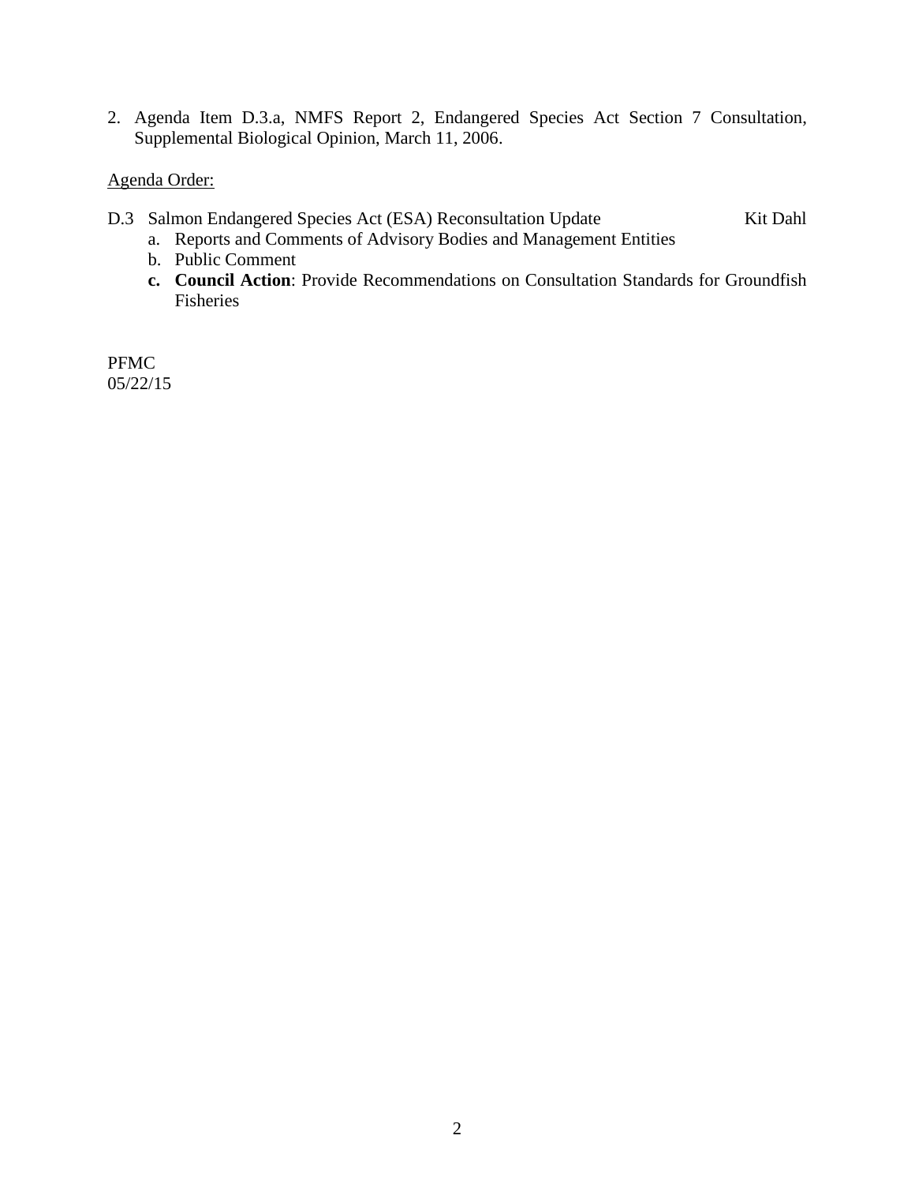2. Agenda Item D.3.a, NMFS Report 2, Endangered Species Act Section 7 Consultation, Supplemental Biological Opinion, March 11, 2006.

<u>Agenda Order:</u>

D.3 Salmon Endangered Species Act (ESA) Reconsultation Update — Kit Dahl

a. Reports and Comments of Advisory Bodies and Management Entities
b. Public Comment
c. **Council Action**: Provide Recommendations on Consultation Standards for Groundfish Fisheries

PFMC
05/22/15